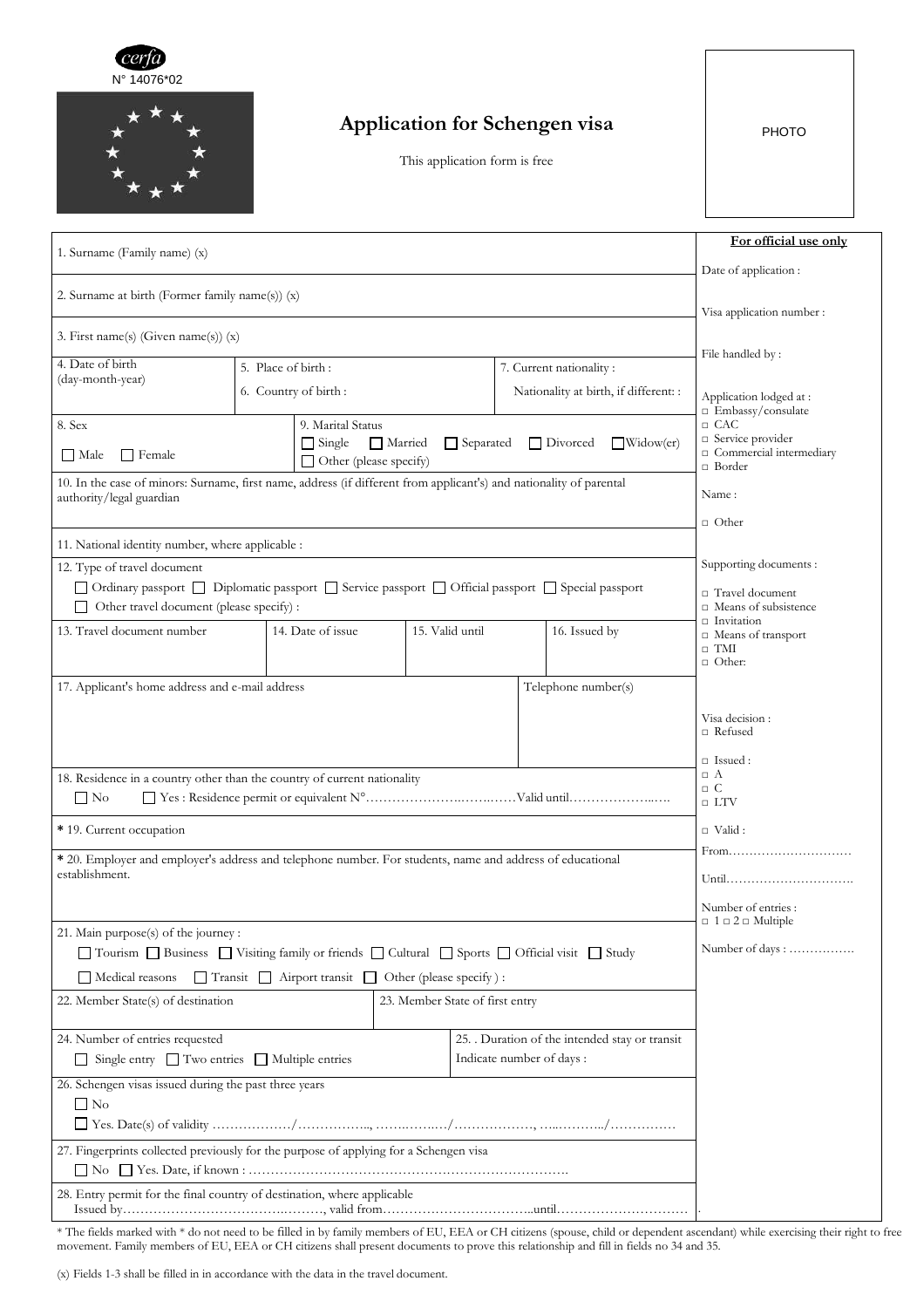cerfa

N° 14076*02

# Application for Schengen visa

This application form is free

PHOTO

| | For official use only |
|---|---|
| 1. Surname (Family name) (x) | Date of application : |
| 2. Surname at birth (Former family name(s)) (x) | Visa application number : |
| 3. First name(s) (Given name(s)) (x) | File handled by : |
| 4. Date of birth (day-month-year) / 5. Place of birth : / 6. Country of birth : / 7. Current nationality : / Nationality at birth, if different: : | Application lodged at : □ Embassy/consulate □ CAC □ Service provider □ Commercial intermediary □ Border |
| 8. Sex ☐ Male ☐ Female / 9. Marital Status ☐ Single ☐ Married ☐ Separated ☐ Divorced ☐ Widow(er) ☐ Other (please specify) | Name : |
| 10. In the case of minors: Surname, first name, address (if different from applicant's) and nationality of parental authority/legal guardian | □ Other |
| 11. National identity number, where applicable : | |
| 12. Type of travel document ☐ Ordinary passport ☐ Diplomatic passport ☐ Service passport ☐ Official passport ☐ Special passport ☐ Other travel document (please specify) : | Supporting documents : □ Travel document □ Means of subsistence □ Invitation □ Means of transport □ TMI □ Other: |
| 13. Travel document number / 14. Date of issue / 15. Valid until / 16. Issued by | |
| 17. Applicant's home address and e-mail address / Telephone number(s) | Visa decision : □ Refused |
| 18. Residence in a country other than the country of current nationality ☐ No ☐ Yes : Residence permit or equivalent N°…………………….……..……Valid until………………..…. | □ Issued : □ A □ C □ LTV |
| * 19. Current occupation | □ Valid : |
| * 20. Employer and employer's address and telephone number. For students, name and address of educational establishment. | From………………………… Until…………………………. |
| 21. Main purpose(s) of the journey : ☐ Tourism ☐ Business ☐ Visiting family or friends ☐ Cultural ☐ Sports ☐ Official visit ☐ Study ☐ Medical reasons ☐ Transit ☐ Airport transit ☐ Other (please specify ) : | Number of entries : □ 1 □ 2 □ Multiple Number of days : ……………. |
| 22. Member State(s) of destination / 23. Member State of first entry | |
| 24. Number of entries requested ☐ Single entry ☐ Two entries ☐ Multiple entries / 25. . Duration of the intended stay or transit Indicate number of days : | |
| 26. Schengen visas issued during the past three years ☐ No ☐ Yes. Date(s) of validity ………………/……………., ……..……../………………, …..……….../…………… | |
| 27. Fingerprints collected previously for the purpose of applying for a Schengen visa ☐ No ☐ Yes. Date, if known : ……………………………………………………………… | |
| 28. Entry permit for the final country of destination, where applicable Issued by…………………………….………, valid from…………………………...until………………………… | . |

\* The fields marked with * do not need to be filled in by family members of EU, EEA or CH citizens (spouse, child or dependent ascendant) while exercising their right to free movement. Family members of EU, EEA or CH citizens shall present documents to prove this relationship and fill in fields no 34 and 35.

(x) Fields 1-3 shall be filled in in accordance with the data in the travel document.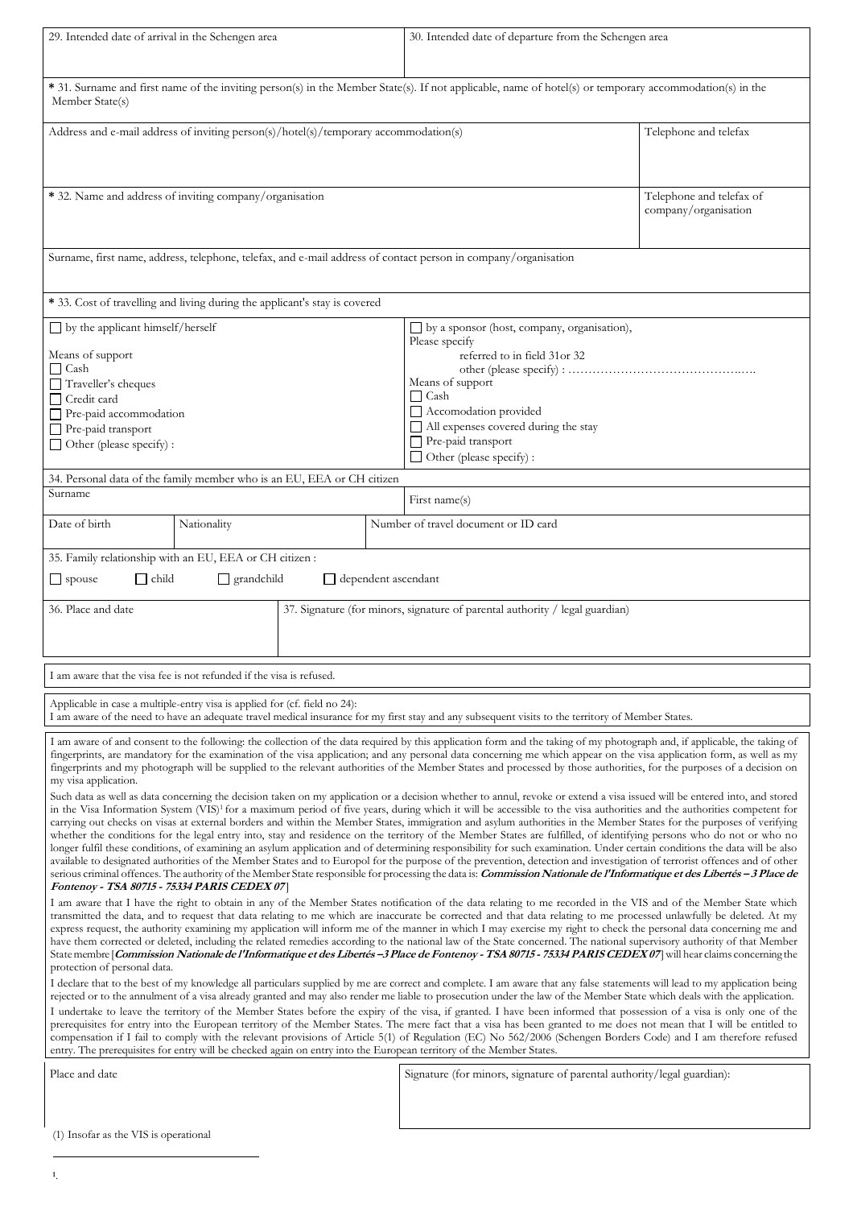| | |
|---|---|
| 29. Intended date of arrival in the Schengen area | 30. Intended date of departure from the Schengen area |

| | |
|---|---|
| * 31. Surname and first name of the inviting person(s) in the Member State(s). If not applicable, name of hotel(s) or temporary accommodation(s) in the Member State(s) | |
| Address and e-mail address of inviting person(s)/hotel(s)/temporary accommodation(s) | Telephone and telefax |
| * 32. Name and address of inviting company/organisation | Telephone and telefax of company/organisation |
| Surname, first name, address, telephone, telefax, and e-mail address of contact person in company/organisation | |

| | |
|---|---|
| * 33. Cost of travelling and living during the applicant's stay is covered | |
| ☐ by the applicant himself/herself<br><br>Means of support<br>☐ Cash<br>☐ Traveller's cheques<br>☐ Credit card<br>☐ Pre-paid accommodation<br>☐ Pre-paid transport<br>☐ Other (please specify) : | ☐ by a sponsor (host, company, organisation), Please specify<br>referred to in field 31or 32<br>other (please specify) : ………………………………….….<br>Means of support<br>☐ Cash<br>☐ Accomodation provided<br>☐ All expenses covered during the stay<br>☐ Pre-paid transport<br>☐ Other (please specify) : |

| | | |
|---|---|---|
| 34. Personal data of the family member who is an EU, EEA or CH citizen | | |
| Surname | | First name(s) |
| Date of birth | Nationality | Number of travel document or ID card |

35. Family relationship with an EU, EEA or CH citizen :

☐ spouse ☐ child ☐ grandchild ☐ dependent ascendant

| | |
|---|---|
| 36. Place and date | 37. Signature (for minors, signature of parental authority / legal guardian) |

I am aware that the visa fee is not refunded if the visa is refused.

Applicable in case a multiple-entry visa is applied for (cf. field no 24):
I am aware of the need to have an adequate travel medical insurance for my first stay and any subsequent visits to the territory of Member States.

I am aware of and consent to the following: the collection of the data required by this application form and the taking of my photograph and, if applicable, the taking of fingerprints, are mandatory for the examination of the visa application; and any personal data concerning me which appear on the visa application form, as well as my fingerprints and my photograph will be supplied to the relevant authorities of the Member States and processed by those authorities, for the purposes of a decision on my visa application.

Such data as well as data concerning the decision taken on my application or a decision whether to annul, revoke or extend a visa issued will be entered into, and stored in the Visa Information System (VIS)[1] for a maximum period of five years, during which it will be accessible to the visa authorities and the authorities competent for carrying out checks on visas at external borders and within the Member States, immigration and asylum authorities in the Member States for the purposes of verifying whether the conditions for the legal entry into, stay and residence on the territory of the Member States are fulfilled, of identifying persons who do not or who no longer fulfil these conditions, of examining an asylum application and of determining responsibility for such examination. Under certain conditions the data will be also available to designated authorities of the Member States and to Europol for the purpose of the prevention, detection and investigation of terrorist offences and of other serious criminal offences. The authority of the Member State responsible for processing the data is: ***Commission Nationale de l'Informatique et des Libertés – 3 Place de Fontenoy - TSA 80715 - 75334 PARIS CEDEX 07***]

I am aware that I have the right to obtain in any of the Member States notification of the data relating to me recorded in the VIS and of the Member State which transmitted the data, and to request that data relating to me which are inaccurate be corrected and that data relating to me processed unlawfully be deleted. At my express request, the authority examining my application will inform me of the manner in which I may exercise my right to check the personal data concerning me and have them corrected or deleted, including the related remedies according to the national law of the State concerned. The national supervisory authority of that Member State membre [***Commission Nationale de l'Informatique et des Libertés –3 Place de Fontenoy - TSA 80715 - 75334 PARIS CEDEX 07***] will hear claims concerning the protection of personal data.

I declare that to the best of my knowledge all particulars supplied by me are correct and complete. I am aware that any false statements will lead to my application being rejected or to the annulment of a visa already granted and may also render me liable to prosecution under the law of the Member State which deals with the application.

I undertake to leave the territory of the Member States before the expiry of the visa, if granted. I have been informed that possession of a visa is only one of the prerequisites for entry into the European territory of the Member States. The mere fact that a visa has been granted to me does not mean that I will be entitled to compensation if I fail to comply with the relevant provisions of Article 5(1) of Regulation (EC) No 562/2006 (Schengen Borders Code) and I am therefore refused entry. The prerequisites for entry will be checked again on entry into the European territory of the Member States.

| | |
|---|---|
| Place and date | Signature (for minors, signature of parental authority/legal guardian): |

(1) Insofar as the VIS is operational

[1].